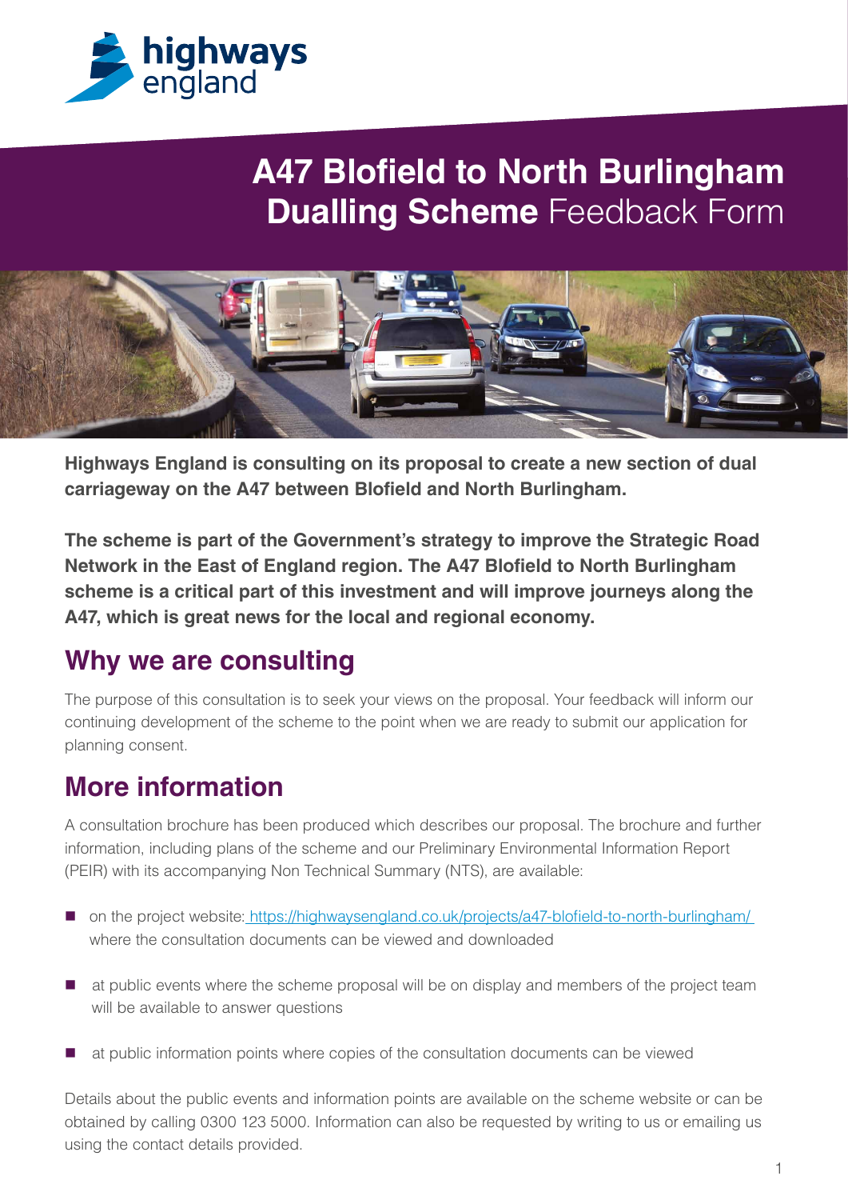# A47 Blofield to North Burlingham Dualling Scheme Feedback Form

**Highways England is consulting on its proposal to create a new section of dual carriageway on the A47 between Blofield and North Burlingham.**

**The scheme is part of the Government's strategy to improve the Strategic Road Network in the East of England region. The A47 Blofield to North Burlingham scheme is a critical part of this investment and will improve journeys along the A47, which is great news for the local and regional economy.**

## Why we are consulting

The purpose of this consultation is to seek your views on the proposal. Your feedback will inform our continuing development of the scheme to the point when we are ready to submit our application for planning consent.

## More information

A consultation brochure has been produced which describes our proposal. The brochure and further information, including plans of the scheme and our Preliminary Environmental Information Report (PEIR) with its accompanying Non Technical Summary (NTS), are available:

- on the project website: https://highwaysengland.co.uk/projects/a47-blofield-to-north-burlingham/ where the consultation documents can be viewed and downloaded
- at public events where the scheme proposal will be on display and members of the project team will be available to answer questions
- at public information points where copies of the consultation documents can be viewed

Details about the public events and information points are available on the scheme website or can be obtained by calling 0300 123 5000. Information can also be requested by writing to us or emailing us using the contact details provided.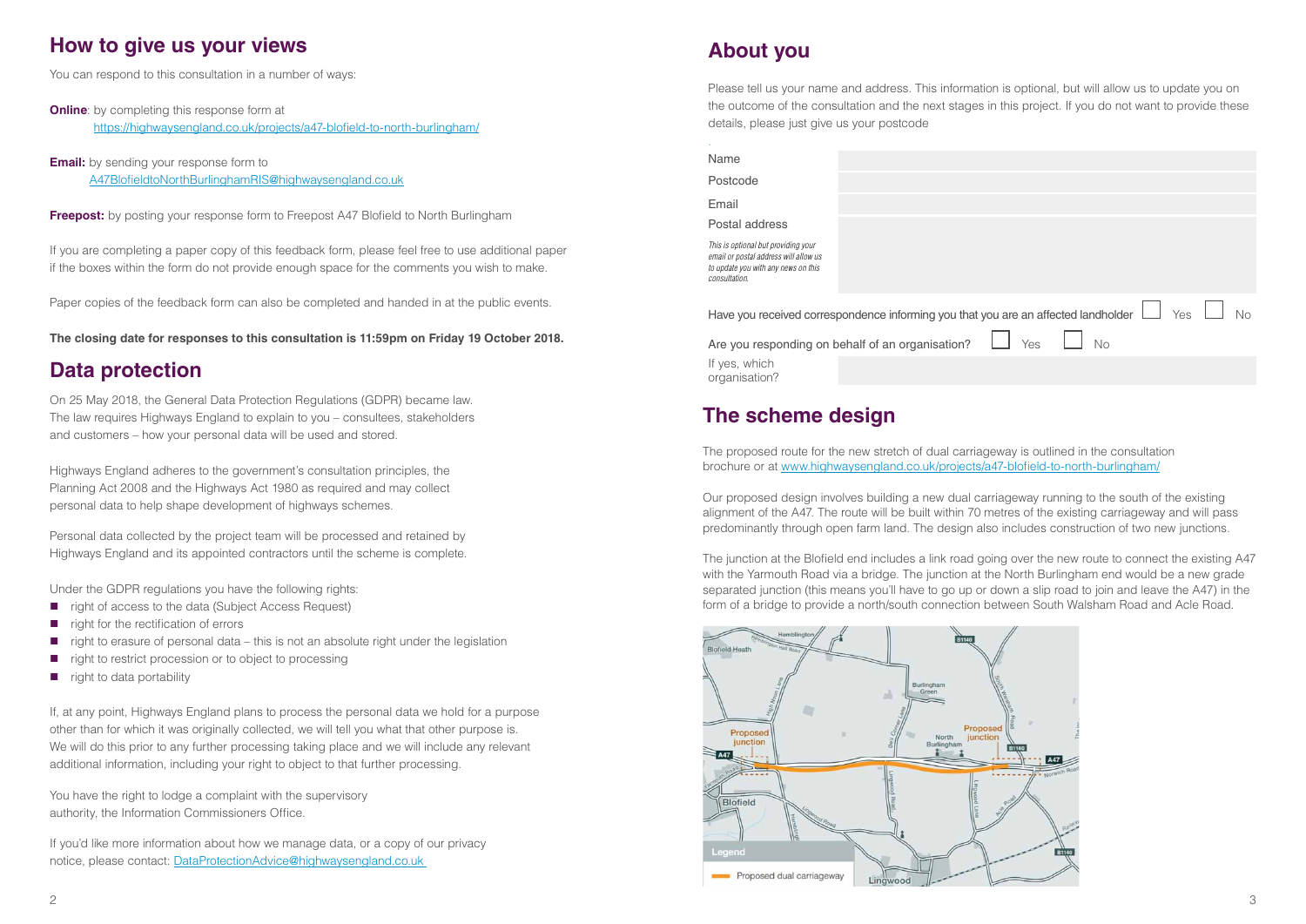## How to give us your views

You can respond to this consultation in a number of ways:

**Online**: by completing this response form at https://highwaysengland.co.uk/projects/a47-blofield-to-north-burlingham/

**Email:** by sending your response form to A47BlofieldtoNorthBurlinghamRIS@highwaysengland.co.uk

**Freepost:** by posting your response form to Freepost A47 Blofield to North Burlingham

If you are completing a paper copy of this feedback form, please feel free to use additional paper if the boxes within the form do not provide enough space for the comments you wish to make.

Paper copies of the feedback form can also be completed and handed in at the public events.

**The closing date for responses to this consultation is 11:59pm on Friday 19 October 2018.**

## Data protection

On 25 May 2018, the General Data Protection Regulations (GDPR) became law. The law requires Highways England to explain to you – consultees, stakeholders and customers – how your personal data will be used and stored.

Highways England adheres to the government's consultation principles, the Planning Act 2008 and the Highways Act 1980 as required and may collect personal data to help shape development of highways schemes.

Personal data collected by the project team will be processed and retained by Highways England and its appointed contractors until the scheme is complete.

Under the GDPR regulations you have the following rights:

- right of access to the data (Subject Access Request)
- right for the rectification of errors
- right to erasure of personal data – this is not an absolute right under the legislation
- right to restrict procession or to object to processing
- right to data portability

If, at any point, Highways England plans to process the personal data we hold for a purpose other than for which it was originally collected, we will tell you what that other purpose is. We will do this prior to any further processing taking place and we will include any relevant additional information, including your right to object to that further processing.

You have the right to lodge a complaint with the supervisory authority, the Information Commissioners Office.

If you'd like more information about how we manage data, or a copy of our privacy notice, please contact: DataProtectionAdvice@highwaysengland.co.uk

## About you

Please tell us your name and address. This information is optional, but will allow us to update you on the outcome of the consultation and the next stages in this project. If you do not want to provide these details, please just give us your postcode

| | |
|---|---|
| Name | |
| Postcode | |
| Email | |
| Postal address<br>*This is optional but providing your email or postal address will allow us to update you with any news on this consultation.* | |

Have you received correspondence informing you that you are an affected landholder ☐ Yes ☐ No

Are you responding on behalf of an organisation? ☐ Yes ☐ No

If yes, which organisation?

## The scheme design

The proposed route for the new stretch of dual carriageway is outlined in the consultation brochure or at www.highwaysengland.co.uk/projects/a47-blofield-to-north-burlingham/

Our proposed design involves building a new dual carriageway running to the south of the existing alignment of the A47. The route will be built within 70 metres of the existing carriageway and will pass predominantly through open farm land. The design also includes construction of two new junctions.

The junction at the Blofield end includes a link road going over the new route to connect the existing A47 with the Yarmouth Road via a bridge. The junction at the North Burlingham end would be a new grade separated junction (this means you'll have to go up or down a slip road to join and leave the A47) in the form of a bridge to provide a north/south connection between South Walsham Road and Acle Road.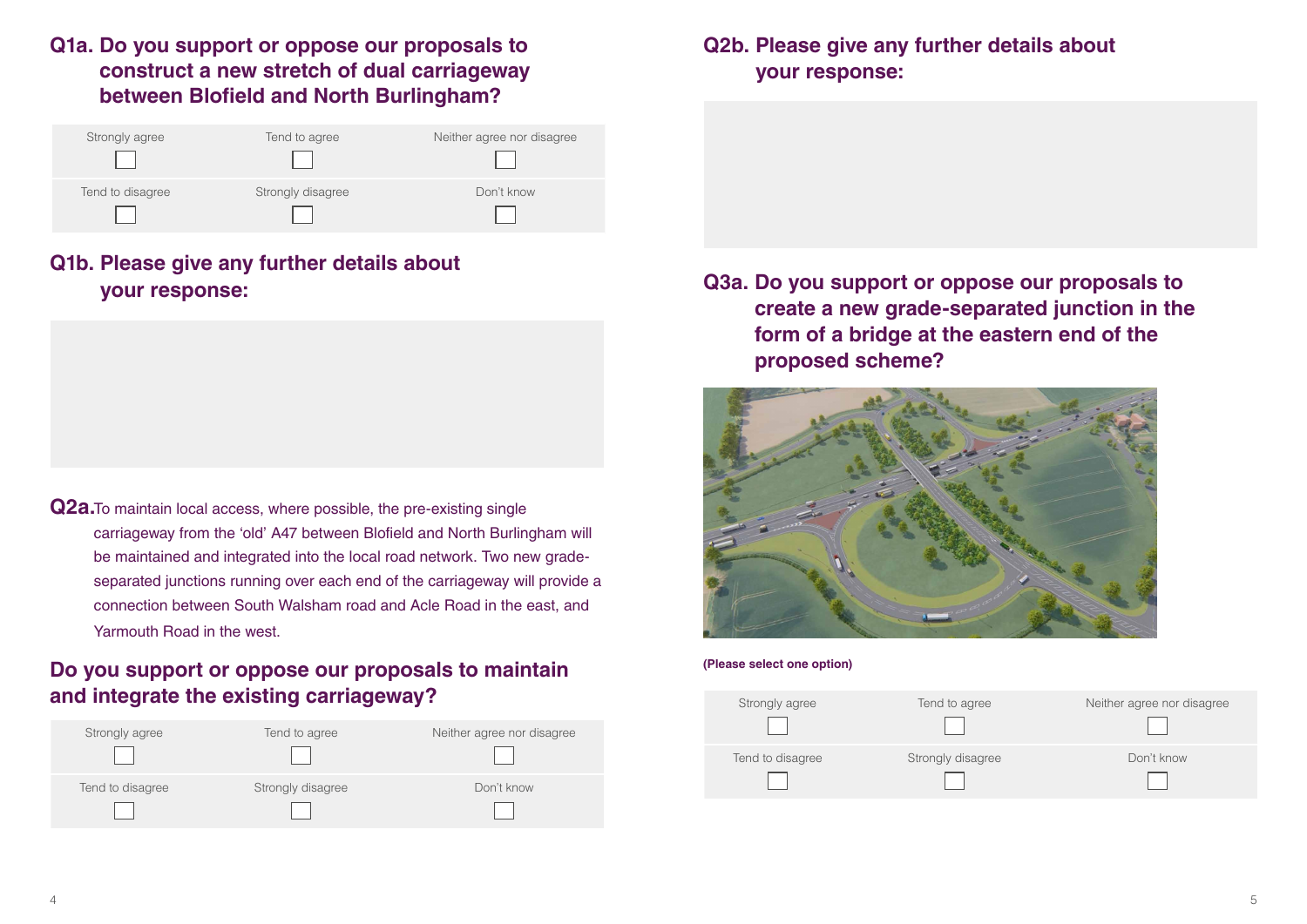## Q1a. Do you support or oppose our proposals to construct a new stretch of dual carriageway between Blofield and North Burlingham?

| Strongly agree | Tend to agree | Neither agree nor disagree |
|---|---|---|
| ☐ | ☐ | ☐ |
| Tend to disagree | Strongly disagree | Don't know |
| ☐ | ☐ | ☐ |

## Q1b. Please give any further details about your response:

**Q2a.** To maintain local access, where possible, the pre-existing single carriageway from the 'old' A47 between Blofield and North Burlingham will be maintained and integrated into the local road network. Two new grade-separated junctions running over each end of the carriageway will provide a connection between South Walsham road and Acle Road in the east, and Yarmouth Road in the west.

## Do you support or oppose our proposals to maintain and integrate the existing carriageway?

| Strongly agree | Tend to agree | Neither agree nor disagree |
|---|---|---|
| ☐ | ☐ | ☐ |
| Tend to disagree | Strongly disagree | Don't know |
| ☐ | ☐ | ☐ |

## Q2b. Please give any further details about your response:

## Q3a. Do you support or oppose our proposals to create a new grade-separated junction in the form of a bridge at the eastern end of the proposed scheme?

**(Please select one option)**

| Strongly agree | Tend to agree | Neither agree nor disagree |
|---|---|---|
| ☐ | ☐ | ☐ |
| Tend to disagree | Strongly disagree | Don't know |
| ☐ | ☐ | ☐ |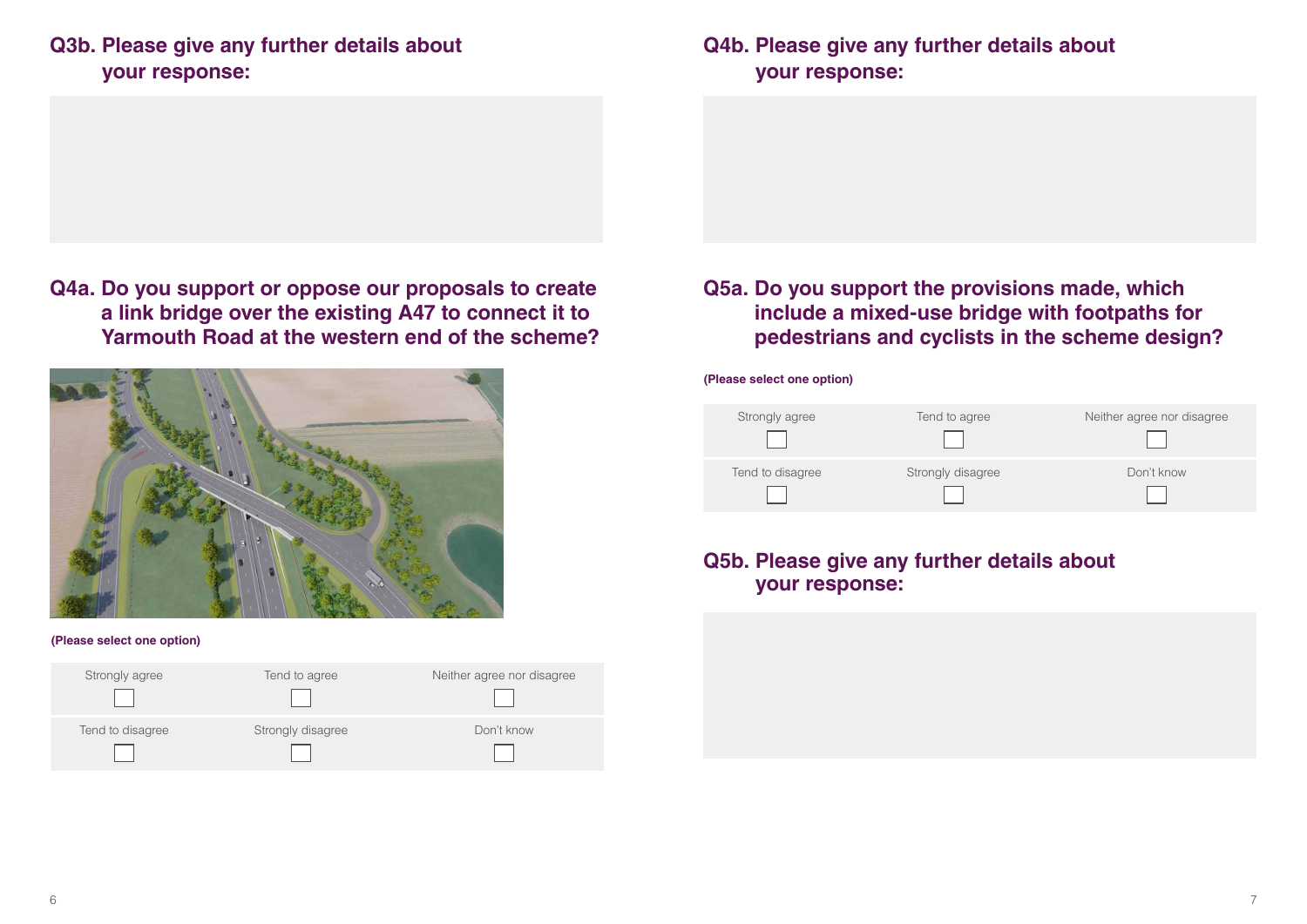## Q3b. Please give any further details about your response:

## Q4a. Do you support or oppose our proposals to create a link bridge over the existing A47 to connect it to Yarmouth Road at the western end of the scheme?

**(Please select one option)**

| Strongly agree | Tend to agree | Neither agree nor disagree |
|---|---|---|
| ☐ | ☐ | ☐ |
| Tend to disagree | Strongly disagree | Don't know |
| ☐ | ☐ | ☐ |

## Q4b. Please give any further details about your response:

## Q5a. Do you support the provisions made, which include a mixed-use bridge with footpaths for pedestrians and cyclists in the scheme design?

**(Please select one option)**

| Strongly agree | Tend to agree | Neither agree nor disagree |
|---|---|---|
| ☐ | ☐ | ☐ |
| Tend to disagree | Strongly disagree | Don't know |
| ☐ | ☐ | ☐ |

## Q5b. Please give any further details about your response: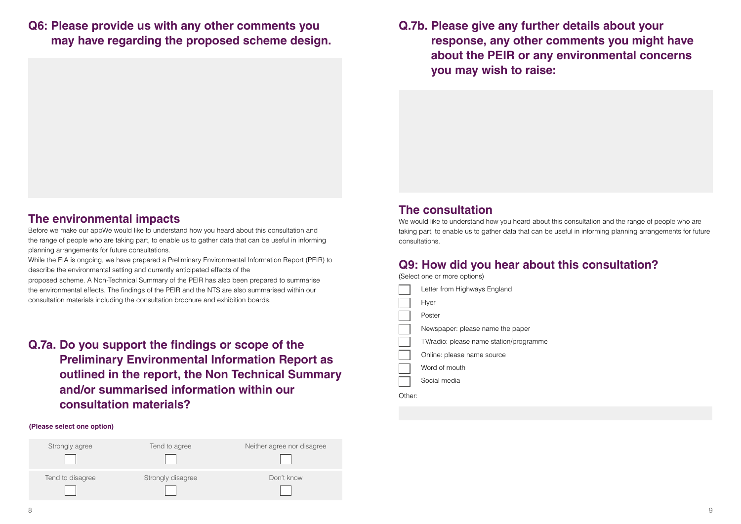## Q6: Please provide us with any other comments you may have regarding the proposed scheme design.

## The environmental impacts

Before we make our appWe would like to understand how you heard about this consultation and the range of people who are taking part, to enable us to gather data that can be useful in informing planning arrangements for future consultations.

While the EIA is ongoing, we have prepared a Preliminary Environmental Information Report (PEIR) to describe the environmental setting and currently anticipated effects of the proposed scheme. A Non-Technical Summary of the PEIR has also been prepared to summarise the environmental effects. The findings of the PEIR and the NTS are also summarised within our consultation materials including the consultation brochure and exhibition boards.

## Q.7a. Do you support the findings or scope of the Preliminary Environmental Information Report as outlined in the report, the Non Technical Summary and/or summarised information within our consultation materials?

**(Please select one option)**

| Strongly agree | Tend to agree | Neither agree nor disagree |
|---|---|---|
| ☐ | ☐ | ☐ |
| Tend to disagree | Strongly disagree | Don't know |
| ☐ | ☐ | ☐ |

## Q.7b. Please give any further details about your response, any other comments you might have about the PEIR or any environmental concerns you may wish to raise:

## The consultation

We would like to understand how you heard about this consultation and the range of people who are taking part, to enable us to gather data that can be useful in informing planning arrangements for future consultations.

## Q9: How did you hear about this consultation?

(Select one or more options)

- ☐ Letter from Highways England
- ☐ Flyer
- ☐ Poster
- ☐ Newspaper: please name the paper
- ☐ TV/radio: please name station/programme
- ☐ Online: please name source
- ☐ Word of mouth
- ☐ Social media

Other: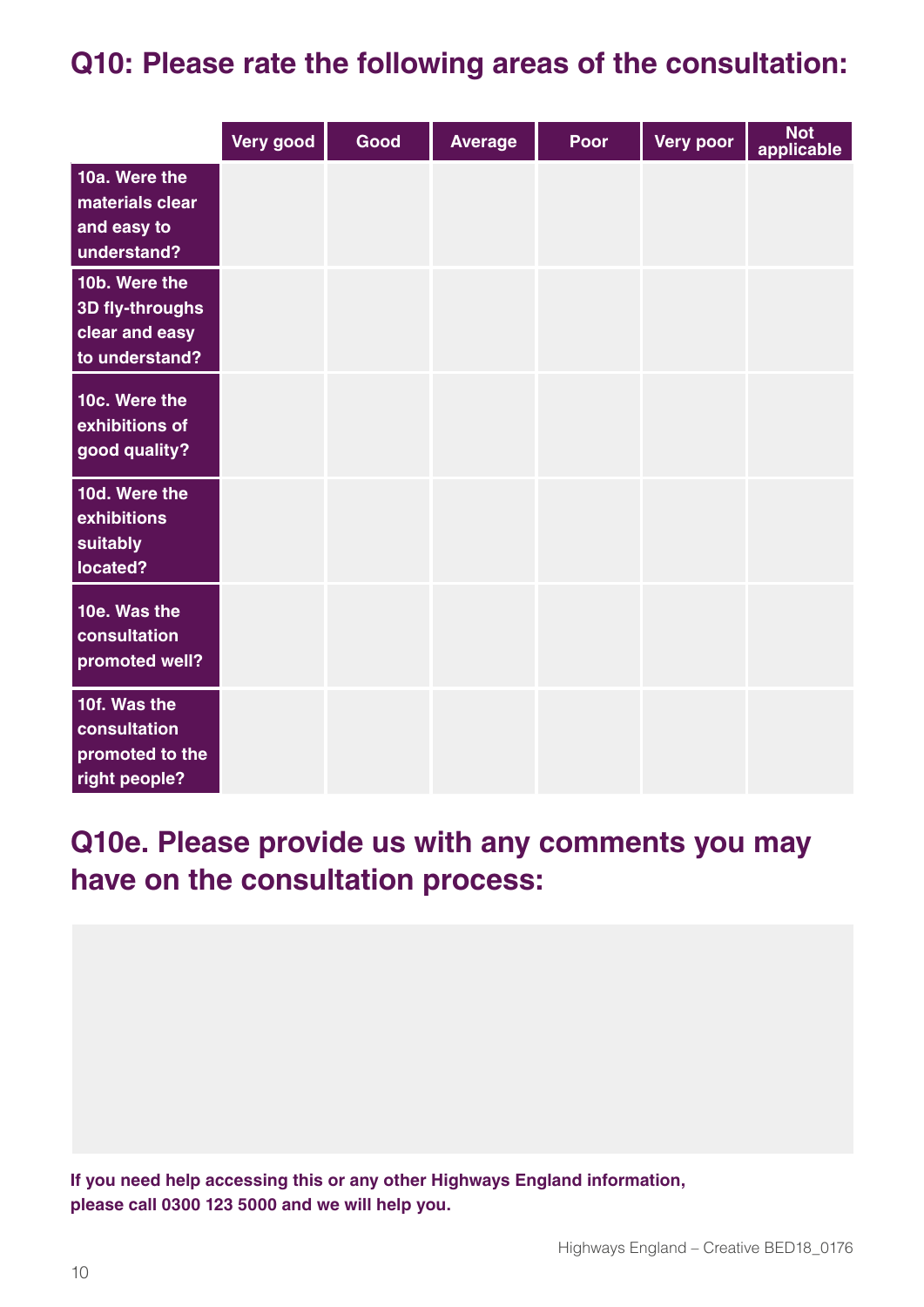## Q10: Please rate the following areas of the consultation:

| | Very good | Good | Average | Poor | Very poor | Not applicable |
|---|---|---|---|---|---|---|
| 10a. Were the materials clear and easy to understand? | | | | | | |
| 10b. Were the 3D fly-throughs clear and easy to understand? | | | | | | |
| 10c. Were the exhibitions of good quality? | | | | | | |
| 10d. Were the exhibitions suitably located? | | | | | | |
| 10e. Was the consultation promoted well? | | | | | | |
| 10f. Was the consultation promoted to the right people? | | | | | | |

## Q10e. Please provide us with any comments you may have on the consultation process:

**If you need help accessing this or any other Highways England information, please call 0300 123 5000 and we will help you.**

Highways England – Creative BED18_0176